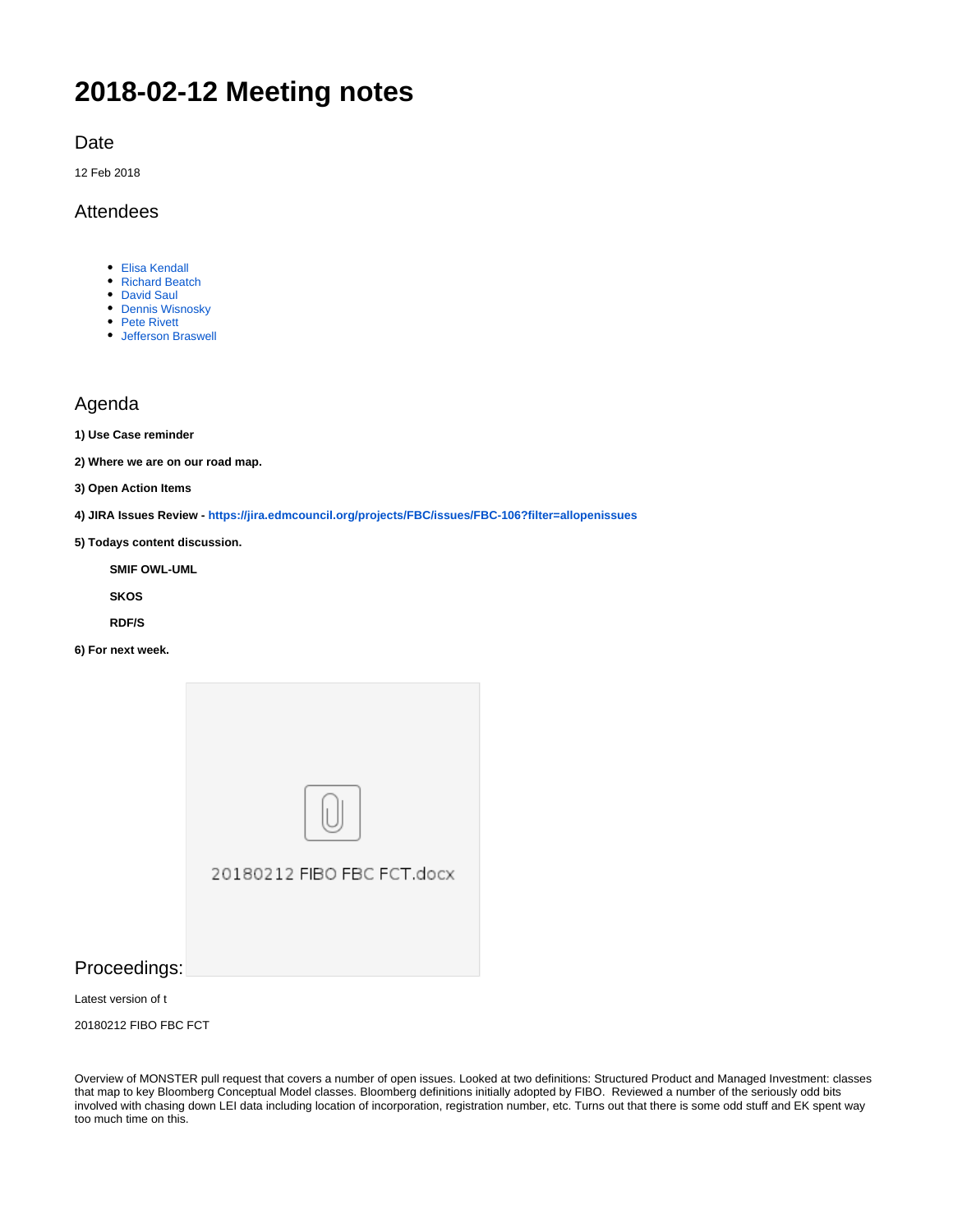# 2018-02-12 Meeting notes

## Date

12 Feb 2018

## Attendees

- Elisa Kendall
- Richard Beatch
- David Saul
- Dennis Wisnosky
- Pete Rivett
- Jefferson Braswell

## Agenda

**1) Use Case reminder**

**2) Where we are on our road map.**

**3) Open Action Items**

**4) JIRA Issues Review - https://jira.edmcouncil.org/projects/FBC/issues/FBC-106?filter=allopenissues**

**5) Todays content discussion.**

> **SMIF OWL-UML**
>
> **SKOS**
>
> **RDF/S**

**6) For next week.**

20180212 FIBO FBC FCT.docx

## Proceedings:

Latest version of t

20180212 FIBO FBC FCT

Overview of MONSTER pull request that covers a number of open issues. Looked at two definitions: Structured Product and Managed Investment: classes that map to key Bloomberg Conceptual Model classes. Bloomberg definitions initially adopted by FIBO. Reviewed a number of the seriously odd bits involved with chasing down LEI data including location of incorporation, registration number, etc. Turns out that there is some odd stuff and EK spent way too much time on this.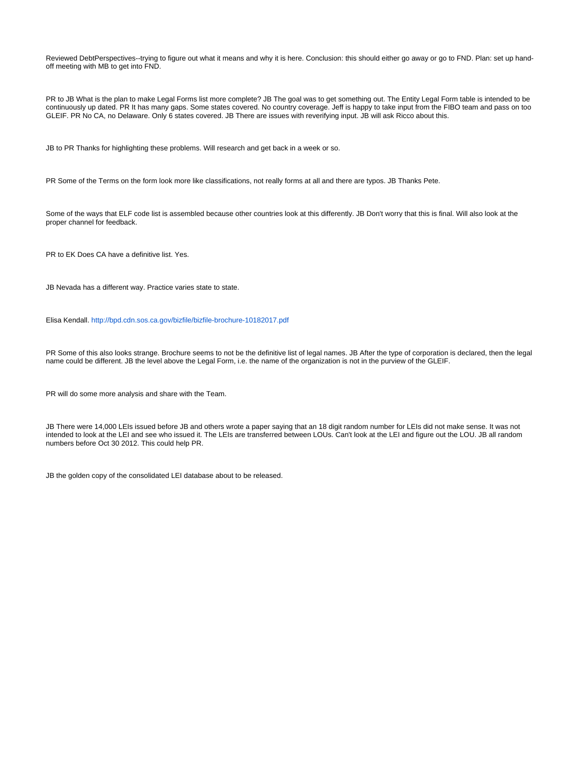Reviewed DebtPerspectives--trying to figure out what it means and why it is here. Conclusion: this should either go away or go to FND. Plan: set up hand-off meeting with MB to get into FND.

PR to JB What is the plan to make Legal Forms list more complete? JB The goal was to get something out. The Entity Legal Form table is intended to be continuously up dated. PR It has many gaps. Some states covered. No country coverage. Jeff is happy to take input from the FIBO team and pass on too GLEIF. PR No CA, no Delaware. Only 6 states covered. JB There are issues with reverifying input. JB will ask Ricco about this.

JB to PR Thanks for highlighting these problems. Will research and get back in a week or so.

PR Some of the Terms on the form look more like classifications, not really forms at all and there are typos. JB Thanks Pete.

Some of the ways that ELF code list is assembled because other countries look at this differently. JB Don't worry that this is final. Will also look at the proper channel for feedback.

PR to EK Does CA have a definitive list. Yes.

JB Nevada has a different way. Practice varies state to state.

Elisa Kendall. http://bpd.cdn.sos.ca.gov/bizfile/bizfile-brochure-10182017.pdf

PR Some of this also looks strange. Brochure seems to not be the definitive list of legal names. JB After the type of corporation is declared, then the legal name could be different. JB the level above the Legal Form, i.e. the name of the organization is not in the purview of the GLEIF.

PR will do some more analysis and share with the Team.

JB There were 14,000 LEIs issued before JB and others wrote a paper saying that an 18 digit random number for LEIs did not make sense. It was not intended to look at the LEI and see who issued it. The LEIs are transferred between LOUs. Can't look at the LEI and figure out the LOU. JB all random numbers before Oct 30 2012. This could help PR.

JB the golden copy of the consolidated LEI database about to be released.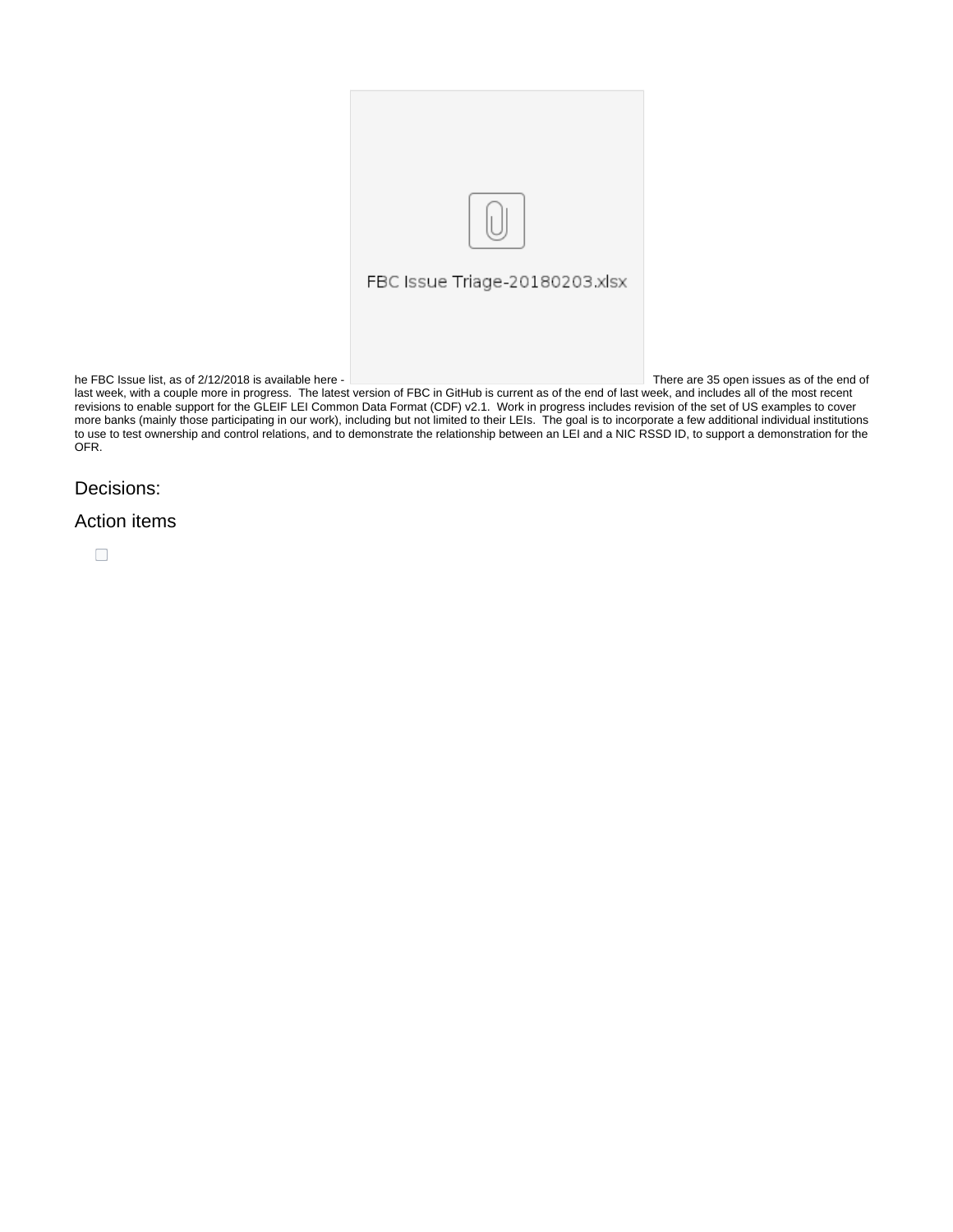FBC Issue Triage-20180203.xlsx

he FBC Issue list, as of 2/12/2018 is available here - There are 35 open issues as of the end of last week, with a couple more in progress. The latest version of FBC in GitHub is current as of the end of last week, and includes all of the most recent revisions to enable support for the GLEIF LEI Common Data Format (CDF) v2.1. Work in progress includes revision of the set of US examples to cover more banks (mainly those participating in our work), including but not limited to their LEIs. The goal is to incorporate a few additional individual institutions to use to test ownership and control relations, and to demonstrate the relationship between an LEI and a NIC RSSD ID, to support a demonstration for the OFR.

## Decisions:

## Action items

- [ ]